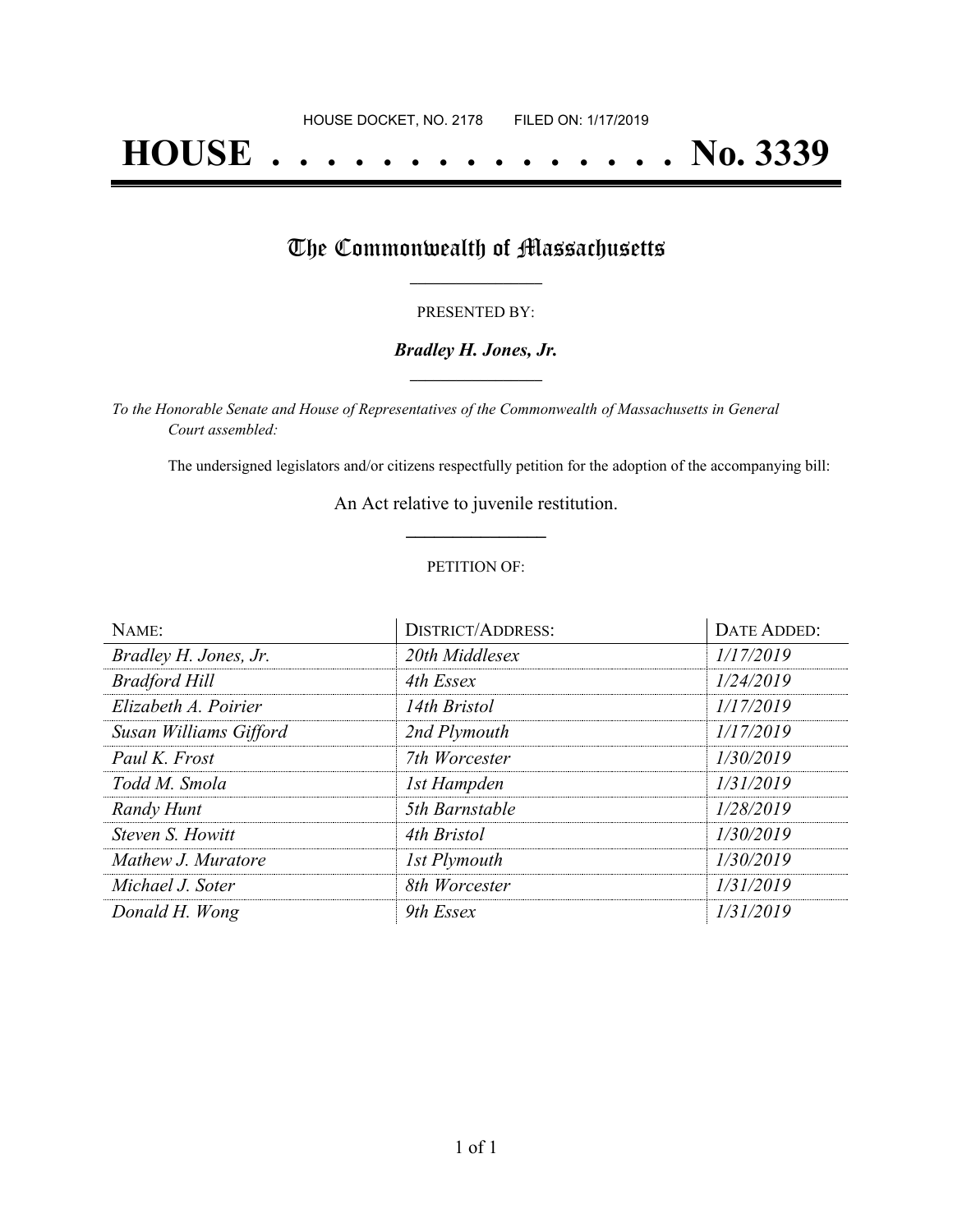HOUSE DOCKET, NO. 2178        FILED ON: 1/17/2019

# HOUSE . . . . . . . . . . . . . . . No. 3339

## The Commonwealth of Massachusetts

PRESENTED BY:

***Bradley H. Jones, Jr.***

*To the Honorable Senate and House of Representatives of the Commonwealth of Massachusetts in General Court assembled:*

The undersigned legislators and/or citizens respectfully petition for the adoption of the accompanying bill:

An Act relative to juvenile restitution.

PETITION OF:

| NAME: | DISTRICT/ADDRESS: | DATE ADDED: |
| --- | --- | --- |
| *Bradley H. Jones, Jr.* | *20th Middlesex* | *1/17/2019* |
| *Bradford Hill* | *4th Essex* | *1/24/2019* |
| *Elizabeth A. Poirier* | *14th Bristol* | *1/17/2019* |
| *Susan Williams Gifford* | *2nd Plymouth* | *1/17/2019* |
| *Paul K. Frost* | *7th Worcester* | *1/30/2019* |
| *Todd M. Smola* | *1st Hampden* | *1/31/2019* |
| *Randy Hunt* | *5th Barnstable* | *1/28/2019* |
| *Steven S. Howitt* | *4th Bristol* | *1/30/2019* |
| *Mathew J. Muratore* | *1st Plymouth* | *1/30/2019* |
| *Michael J. Soter* | *8th Worcester* | *1/31/2019* |
| *Donald H. Wong* | *9th Essex* | *1/31/2019* |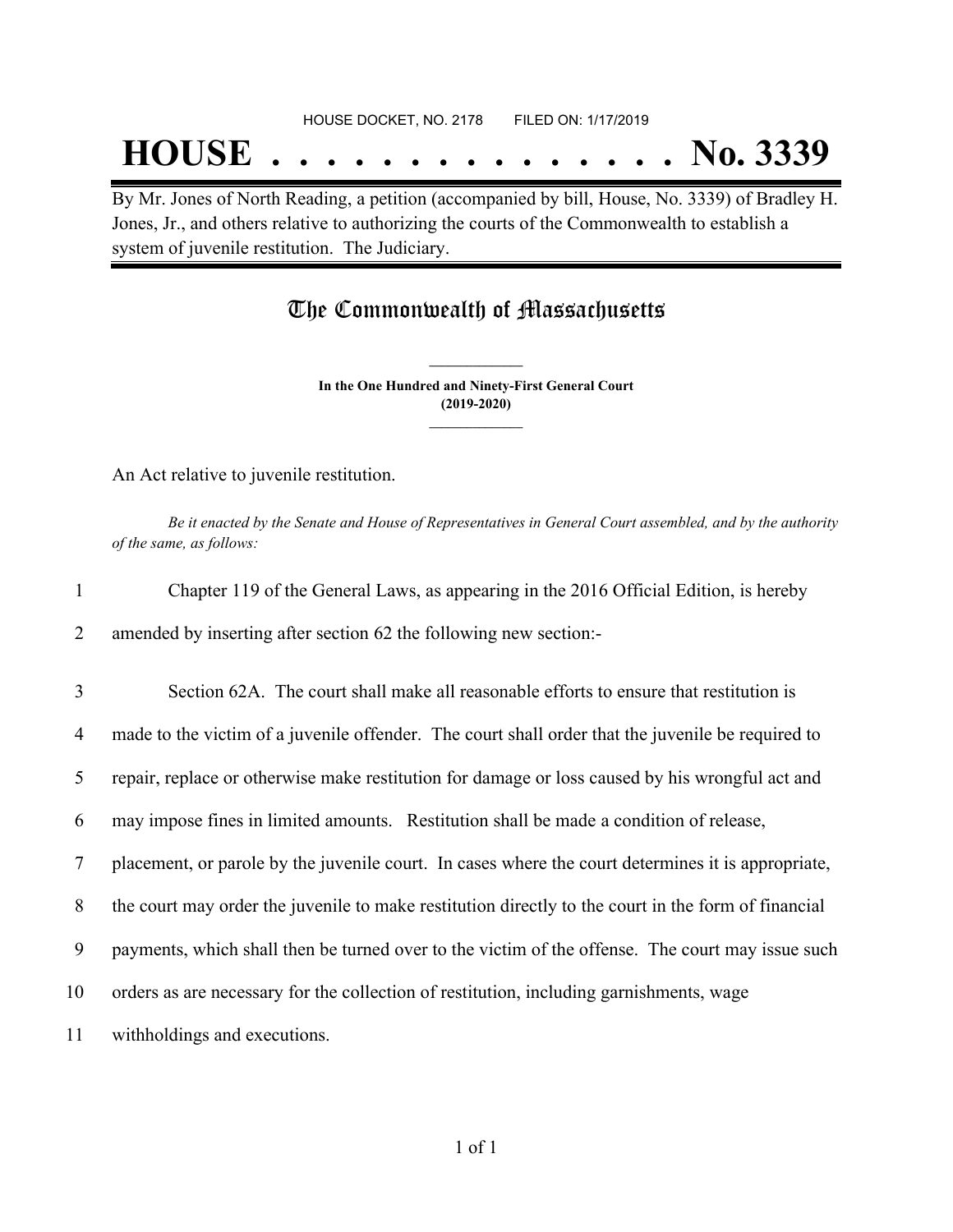HOUSE DOCKET, NO. 2178 FILED ON: 1/17/2019

# HOUSE . . . . . . . . . . . . . . . No. 3339

By Mr. Jones of North Reading, a petition (accompanied by bill, House, No. 3339) of Bradley H. Jones, Jr., and others relative to authorizing the courts of the Commonwealth to establish a system of juvenile restitution. The Judiciary.

## The Commonwealth of Massachusetts

**In the One Hundred and Ninety-First General Court**
**(2019-2020)**

An Act relative to juvenile restitution.

*Be it enacted by the Senate and House of Representatives in General Court assembled, and by the authority of the same, as follows:*

1 Chapter 119 of the General Laws, as appearing in the 2016 Official Edition, is hereby
2 amended by inserting after section 62 the following new section:-

3 Section 62A. The court shall make all reasonable efforts to ensure that restitution is
4 made to the victim of a juvenile offender. The court shall order that the juvenile be required to
5 repair, replace or otherwise make restitution for damage or loss caused by his wrongful act and
6 may impose fines in limited amounts. Restitution shall be made a condition of release,
7 placement, or parole by the juvenile court. In cases where the court determines it is appropriate,
8 the court may order the juvenile to make restitution directly to the court in the form of financial
9 payments, which shall then be turned over to the victim of the offense. The court may issue such
10 orders as are necessary for the collection of restitution, including garnishments, wage
11 withholdings and executions.